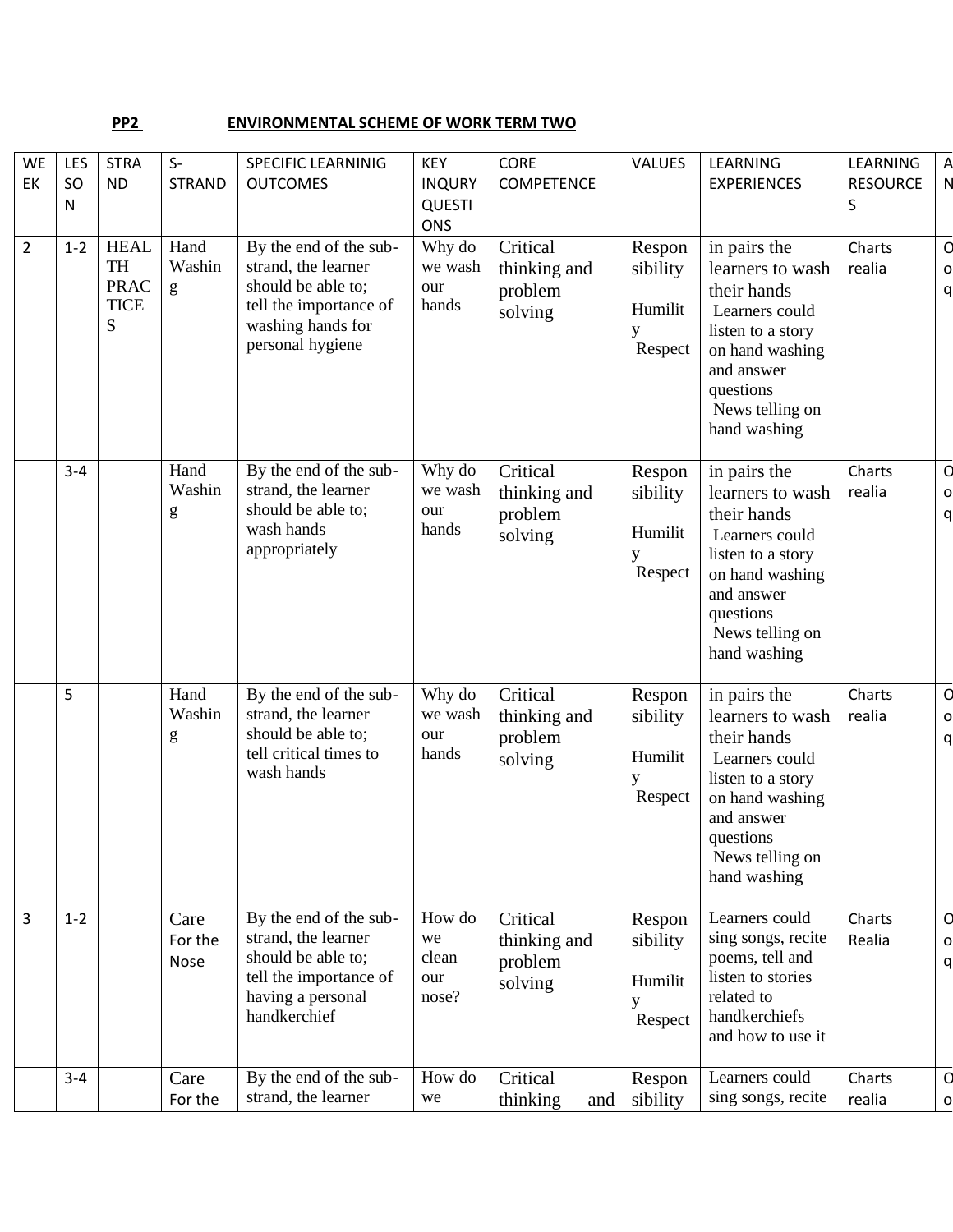**PP2 ENVIRONMENTAL SCHEME OF WORK TERM TWO**

| WEEK | LESSON | STRAND | S-STRAND | SPECIFIC LEARNINIG OUTCOMES | KEY INQURY QUESTIONS | CORE COMPETENCE | VALUES | LEARNING EXPERIENCES | LEARNING RESOURCES | A N |
|---|---|---|---|---|---|---|---|---|---|---|
| 2 | 1-2 | HEALTH PRACTICES | Hand Washing | By the end of the sub-strand, the learner should be able to; tell the importance of washing hands for personal hygiene | Why do we wash our hands | Critical thinking and problem solving | Responsibility Humility Respect | in pairs the learners to wash their hands Learners could listen to a story on hand washing and answer questions News telling on hand washing | Charts realia | O o q |
| | 3-4 | | Hand Washing | By the end of the sub-strand, the learner should be able to; wash hands appropriately | Why do we wash our hands | Critical thinking and problem solving | Responsibility Humility Respect | in pairs the learners to wash their hands Learners could listen to a story on hand washing and answer questions News telling on hand washing | Charts realia | O o q |
| | 5 | | Hand Washing | By the end of the sub-strand, the learner should be able to; tell critical times to wash hands | Why do we wash our hands | Critical thinking and problem solving | Responsibility Humility Respect | in pairs the learners to wash their hands Learners could listen to a story on hand washing and answer questions News telling on hand washing | Charts realia | O o q |
| 3 | 1-2 | | Care For the Nose | By the end of the sub-strand, the learner should be able to; tell the importance of having a personal handkerchief | How do we clean our nose? | Critical thinking and problem solving | Responsibility Humility Respect | Learners could sing songs, recite poems, tell and listen to stories related to handkerchiefs and how to use it | Charts Realia | O o q |
| | 3-4 | | Care For the | By the end of the sub-strand, the learner | How do we | Critical thinking and | Responsibility | Learners could sing songs, recite | Charts realia | O o |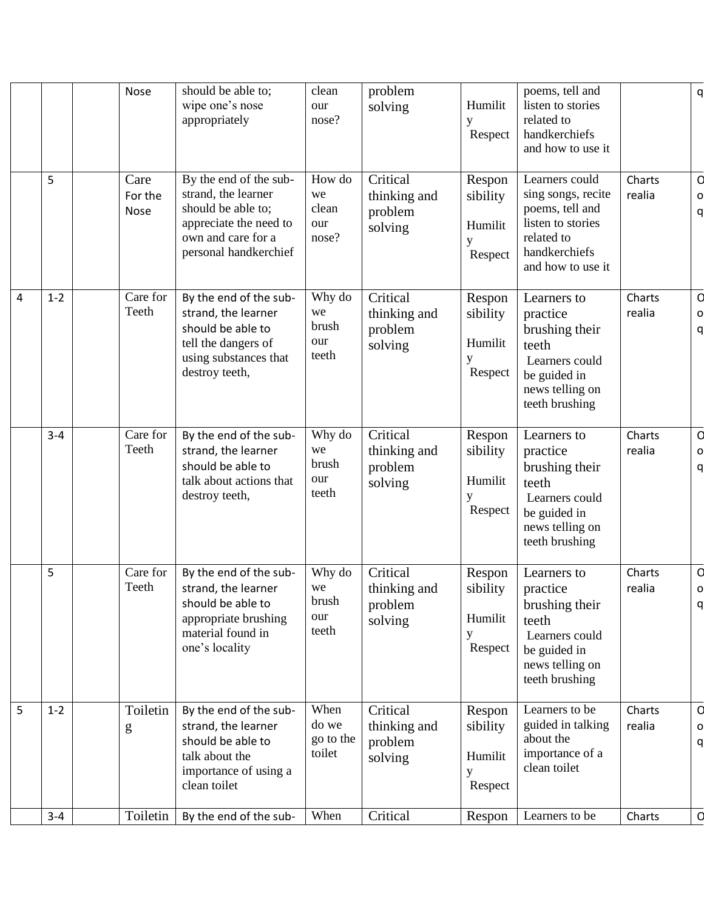| | | | Nose | should be able to; wipe one's nose appropriately | clean our nose? | problem solving | Humility Respect | poems, tell and listen to stories related to handkerchiefs and how to use it | | q |
|---|---|---|---|---|---|---|---|---|---|---|
| | 5 | | Care For the Nose | By the end of the sub-strand, the learner should be able to; appreciate the need to own and care for a personal handkerchief | How do we clean our nose? | Critical thinking and problem solving | Responsibility Humility Respect | Learners could sing songs, recite poems, tell and listen to stories related to handkerchiefs and how to use it | Charts realia | O o q |
| 4 | 1-2 | | Care for Teeth | By the end of the sub-strand, the learner should be able to tell the dangers of using substances that destroy teeth, | Why do we brush our teeth | Critical thinking and problem solving | Responsibility Humility Respect | Learners to practice brushing their teeth Learners could be guided in news telling on teeth brushing | Charts realia | O o q |
| | 3-4 | | Care for Teeth | By the end of the sub-strand, the learner should be able to talk about actions that destroy teeth, | Why do we brush our teeth | Critical thinking and problem solving | Responsibility Humility Respect | Learners to practice brushing their teeth Learners could be guided in news telling on teeth brushing | Charts realia | O o q |
| | 5 | | Care for Teeth | By the end of the sub-strand, the learner should be able to appropriate brushing material found in one's locality | Why do we brush our teeth | Critical thinking and problem solving | Responsibility Humility Respect | Learners to practice brushing their teeth Learners could be guided in news telling on teeth brushing | Charts realia | O o q |
| 5 | 1-2 | | Toileting | By the end of the sub-strand, the learner should be able to talk about the importance of using a clean toilet | When do we go to the toilet | Critical thinking and problem solving | Responsibility Humility Respect | Learners to be guided in talking about the importance of a clean toilet | Charts realia | O o q |
| | 3-4 | | Toiletin | By the end of the sub- | When | Critical | Respon | Learners to be | Charts | O |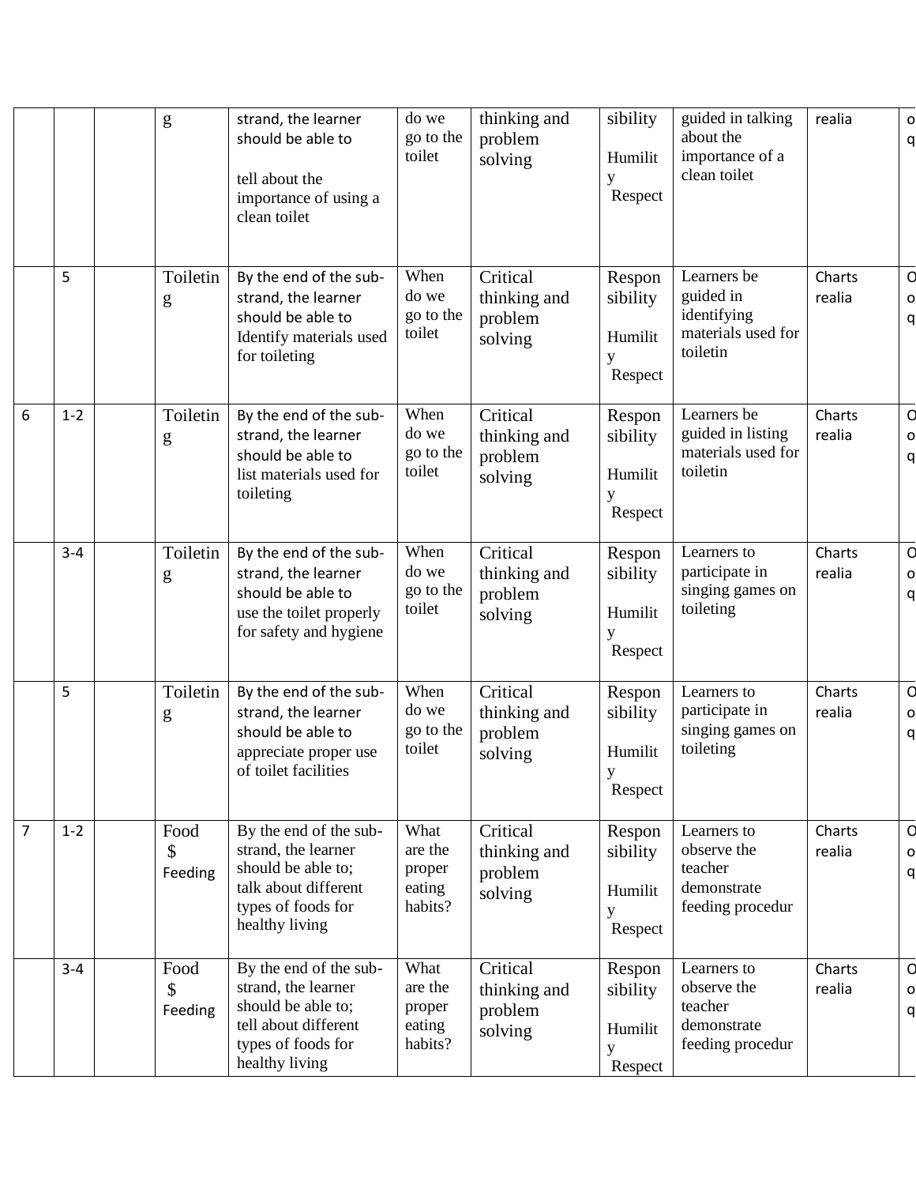| | | | g | strand, the learner should be able to tell about the importance of using a clean toilet | do we go to the toilet | thinking and problem solving | sibility Humility Respect | guided in talking about the importance of a clean toilet | realia | o q |
|---|---|---|---|---|---|---|---|---|---|---|
| | 5 | | Toileting | By the end of the sub-strand, the learner should be able to Identify materials used for toileting | When do we go to the toilet | Critical thinking and problem solving | Responsibility Humility Respect | Learners be guided in identifying materials used for toiletin | Charts realia | O o q |
| 6 | 1-2 | | Toileting | By the end of the sub-strand, the learner should be able to list materials used for toileting | When do we go to the toilet | Critical thinking and problem solving | Responsibility Humility Respect | Learners be guided in listing materials used for toiletin | Charts realia | O o q |
| | 3-4 | | Toileting | By the end of the sub-strand, the learner should be able to use the toilet properly for safety and hygiene | When do we go to the toilet | Critical thinking and problem solving | Responsibility Humility Respect | Learners to participate in singing games on toileting | Charts realia | O o q |
| | 5 | | Toileting | By the end of the sub-strand, the learner should be able to appreciate proper use of toilet facilities | When do we go to the toilet | Critical thinking and problem solving | Responsibility Humility Respect | Learners to participate in singing games on toileting | Charts realia | O o q |
| 7 | 1-2 | | Food $ Feeding | By the end of the sub-strand, the learner should be able to; talk about different types of foods for healthy living | What are the proper eating habits? | Critical thinking and problem solving | Responsibility Humility Respect | Learners to observe the teacher demonstrate feeding procedur | Charts realia | O o q |
| | 3-4 | | Food $ Feeding | By the end of the sub-strand, the learner should be able to; tell about different types of foods for healthy living | What are the proper eating habits? | Critical thinking and problem solving | Responsibility Humility Respect | Learners to observe the teacher demonstrate feeding procedur | Charts realia | O o q |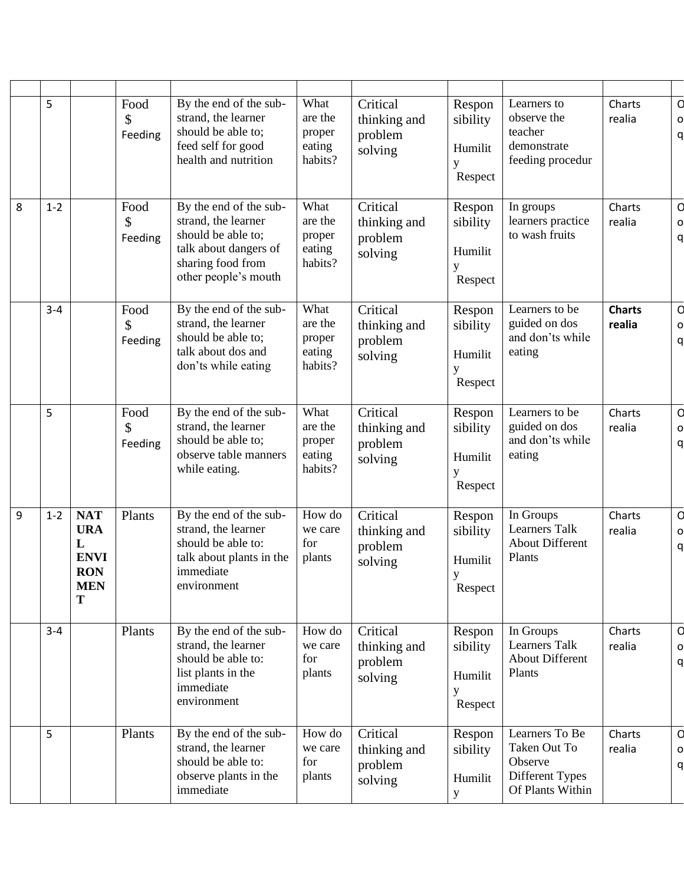| | | | | | | | | | | |
|---|---|---|---|---|---|---|---|---|---|---|
| | 5 | | Food $ Feeding | By the end of the sub-strand, the learner should be able to; feed self for good health and nutrition | What are the proper eating habits? | Critical thinking and problem solving | Responsibility Humility Respect | Learners to observe the teacher demonstrate feeding procedur | Charts realia | O o q |
| 8 | 1-2 | | Food $ Feeding | By the end of the sub-strand, the learner should be able to; talk about dangers of sharing food from other people's mouth | What are the proper eating habits? | Critical thinking and problem solving | Responsibility Humility Respect | In groups learners practice to wash fruits | Charts realia | O o q |
| | 3-4 | | Food $ Feeding | By the end of the sub-strand, the learner should be able to; talk about dos and don'ts while eating | What are the proper eating habits? | Critical thinking and problem solving | Responsibility Humility Respect | Learners to be guided on dos and don'ts while eating | **Charts realia** | O o q |
| | 5 | | Food $ Feeding | By the end of the sub-strand, the learner should be able to; observe table manners while eating. | What are the proper eating habits? | Critical thinking and problem solving | Responsibility Humility Respect | Learners to be guided on dos and don'ts while eating | Charts realia | O o q |
| 9 | 1-2 | **NATURAL ENVIRONMENT** | Plants | By the end of the sub-strand, the learner should be able to: talk about plants in the immediate environment | How do we care for plants | Critical thinking and problem solving | Responsibility Humility Respect | In Groups Learners Talk About Different Plants | Charts realia | O o q |
| | 3-4 | | Plants | By the end of the sub-strand, the learner should be able to: list plants in the immediate environment | How do we care for plants | Critical thinking and problem solving | Responsibility Humility Respect | In Groups Learners Talk About Different Plants | Charts realia | O o q |
| | 5 | | Plants | By the end of the sub-strand, the learner should be able to: observe plants in the immediate | How do we care for plants | Critical thinking and problem solving | Responsibility Humility | Learners To Be Taken Out To Observe Different Types Of Plants Within | Charts realia | O o q |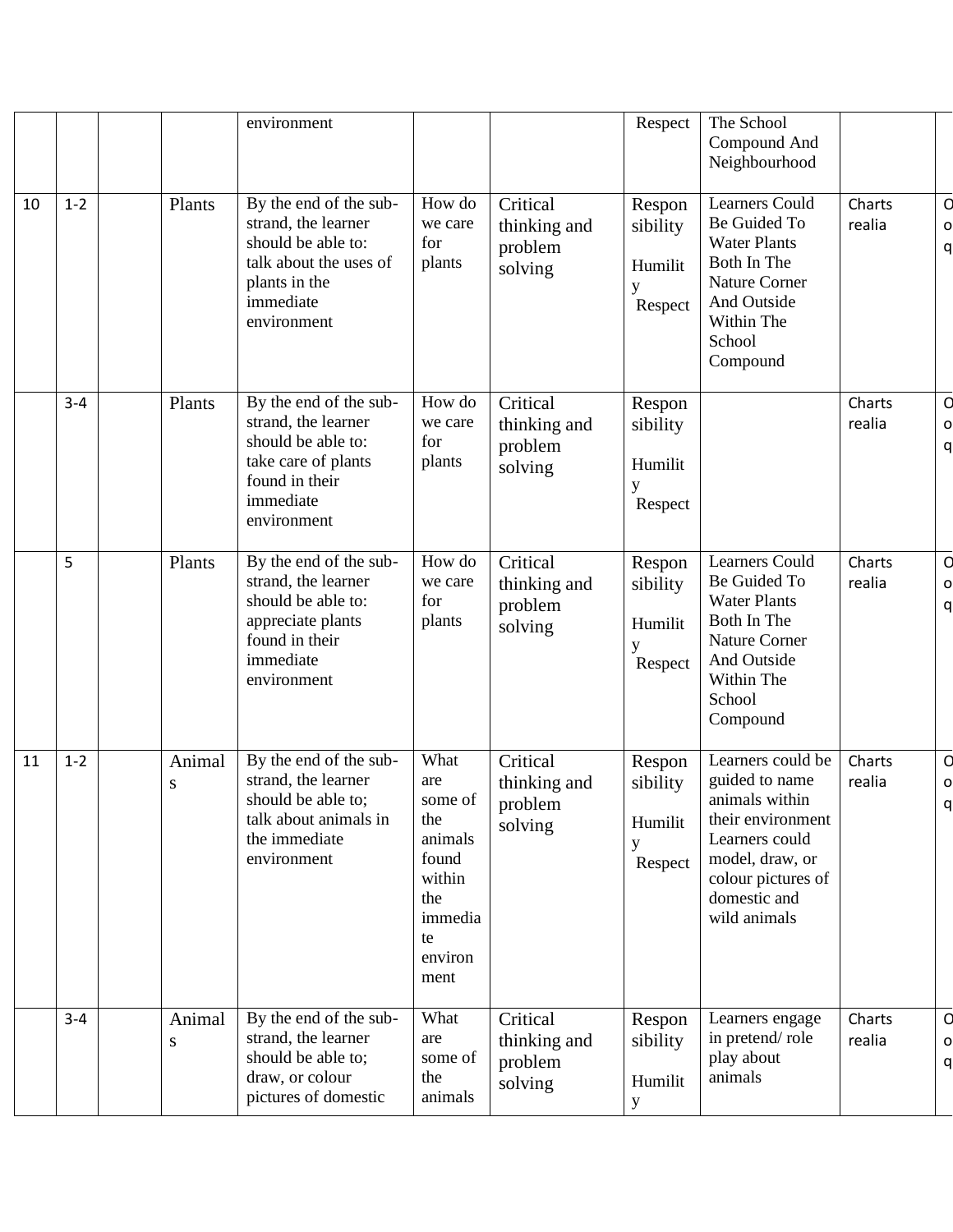| | | | | environment | | | Respect | The School Compound And Neighbourhood | | |
|---|---|---|---|---|---|---|---|---|---|---|
| 10 | 1-2 | | Plants | By the end of the sub-strand, the learner should be able to: talk about the uses of plants in the immediate environment | How do we care for plants | Critical thinking and problem solving | Respon sibility Humilit y Respect | Learners Could Be Guided To Water Plants Both In The Nature Corner And Outside Within The School Compound | Charts realia | O o q |
| | 3-4 | | Plants | By the end of the sub-strand, the learner should be able to: take care of plants found in their immediate environment | How do we care for plants | Critical thinking and problem solving | Respon sibility Humilit y Respect | | Charts realia | O o q |
| | 5 | | Plants | By the end of the sub-strand, the learner should be able to: appreciate plants found in their immediate environment | How do we care for plants | Critical thinking and problem solving | Respon sibility Humilit y Respect | Learners Could Be Guided To Water Plants Both In The Nature Corner And Outside Within The School Compound | Charts realia | O o q |
| 11 | 1-2 | | Animal s | By the end of the sub-strand, the learner should be able to; talk about animals in the immediate environment | What are some of the animals found within the immedia te environ ment | Critical thinking and problem solving | Respon sibility Humilit y Respect | Learners could be guided to name animals within their environment Learners could model, draw, or colour pictures of domestic and wild animals | Charts realia | O o q |
| | 3-4 | | Animal s | By the end of the sub-strand, the learner should be able to; draw, or colour pictures of domestic | What are some of the animals | Critical thinking and problem solving | Respon sibility Humilit y | Learners engage in pretend/ role play about animals | Charts realia | O o q |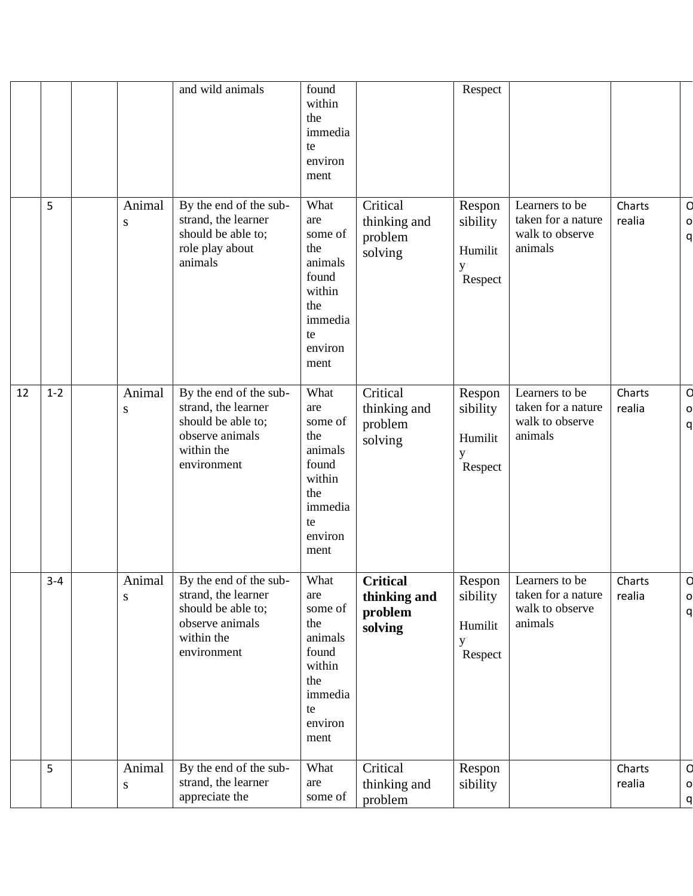| | | | | and wild animals | found within the immediate environment | | Respect | | | |
|---|---|---|---|---|---|---|---|---|---|---|
| | 5 | | Animals | By the end of the sub-strand, the learner should be able to; role play about animals | What are some of the animals found within the immediate environment | Critical thinking and problem solving | Responsibility Humility Respect | Learners to be taken for a nature walk to observe animals | Charts realia | O o q |
| 12 | 1-2 | | Animals | By the end of the sub-strand, the learner should be able to; observe animals within the environment | What are some of the animals found within the immediate environment | Critical thinking and problem solving | Responsibility Humility Respect | Learners to be taken for a nature walk to observe animals | Charts realia | O o q |
| | 3-4 | | Animals | By the end of the sub-strand, the learner should be able to; observe animals within the environment | What are some of the animals found within the immediate environment | **Critical thinking and problem solving** | Responsibility Humility Respect | Learners to be taken for a nature walk to observe animals | Charts realia | O o q |
| | 5 | | Animals | By the end of the sub-strand, the learner appreciate the | What are some of | Critical thinking and problem | Responsibility | | Charts realia | O o q |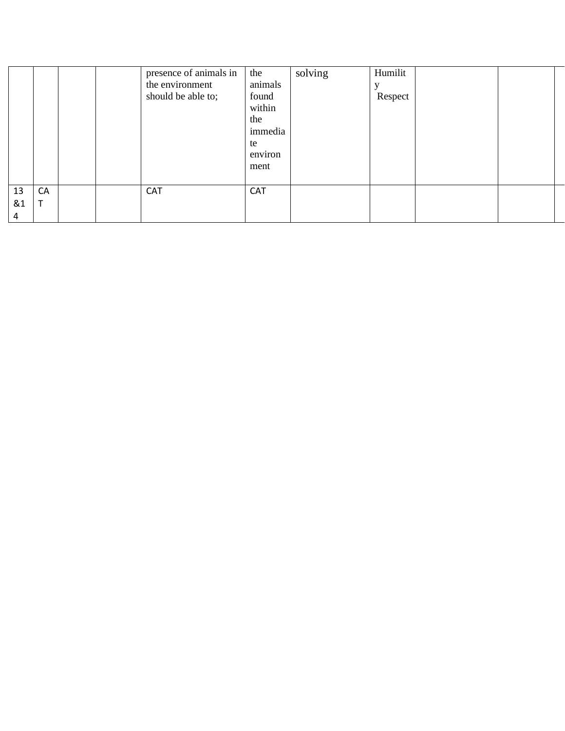| | | | | | | | | | | |
|---|---|---|---|---|---|---|---|---|---|---|
| | | | | presence of animals in the environment should be able to; | the animals found within the immediate environment | solving | Humility Respect | | | |
| 13 &14 | CAT | | | CAT | CAT | | | | | |